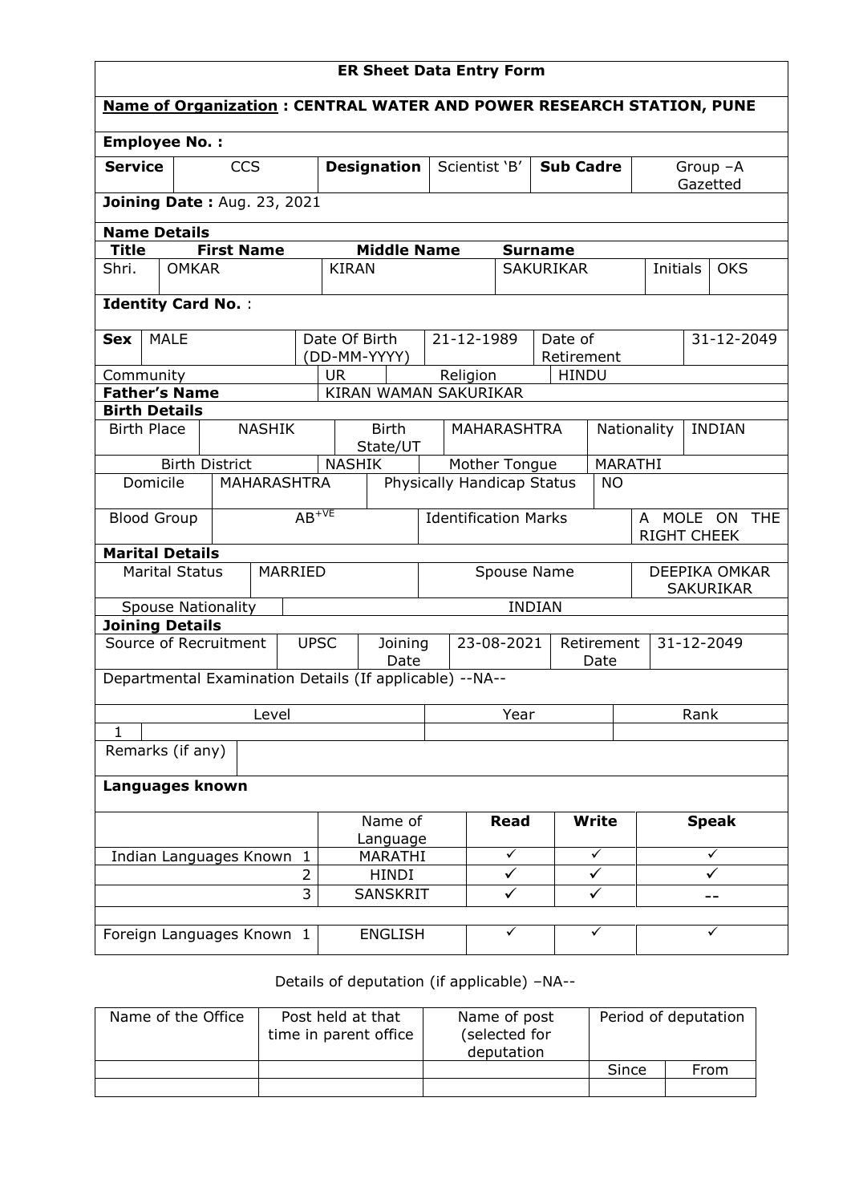# ER Sheet Data Entry Form

**Name of Organization : CENTRAL WATER AND POWER RESEARCH STATION, PUNE**

**Employee No. :**

| **Service** | CCS | **Designation** | Scientist 'B' | **Sub Cadre** | Group –A Gazetted |
|---|---|---|---|---|---|

**Joining Date :** Aug. 23, 2021

**Name Details**

| **Title** | **First Name** | **Middle Name** | **Surname** | | |
|---|---|---|---|---|---|
| Shri. | OMKAR | KIRAN | SAKURIKAR | Initials | OKS |

**Identity Card No.** :

| **Sex** | MALE | Date Of Birth (DD-MM-YYYY) | 21-12-1989 | Date of Retirement | 31-12-2049 |
|---|---|---|---|---|---|
| Community | | UR | Religion | HINDU | |
| **Father's Name** | | KIRAN WAMAN SAKURIKAR | | | |

**Birth Details**

| Birth Place | NASHIK | Birth State/UT | MAHARASHTRA | Nationality | INDIAN |
|---|---|---|---|---|---|
| Birth District | | NASHIK | Mother Tongue | MARATHI | |
| Domicile | MAHARASHTRA | Physically Handicap Status | | NO | |
| Blood Group | $AB^{+VE}$ | Identification Marks | | A MOLE ON THE RIGHT CHEEK | |

**Marital Details**

| Marital Status | MARRIED | Spouse Name | DEEPIKA OMKAR SAKURIKAR |
|---|---|---|---|
| Spouse Nationality | | INDIAN | |

**Joining Details**

| Source of Recruitment | UPSC | Joining Date | 23-08-2021 | Retirement Date | 31-12-2049 |
|---|---|---|---|---|---|

Departmental Examination Details (If applicable) --NA--

| | Level | Year | Rank |
|---|---|---|---|
| 1 | | | |

Remarks (if any)

**Languages known**

| | | Name of Language | **Read** | **Write** | **Speak** |
|---|---|---|---|---|---|
| Indian Languages Known | 1 | MARATHI | ✓ | ✓ | ✓ |
| | 2 | HINDI | ✓ | ✓ | ✓ |
| | 3 | SANSKRIT | ✓ | ✓ | -- |
| Foreign Languages Known | 1 | ENGLISH | ✓ | ✓ | ✓ |

Details of deputation (if applicable) –NA--

| Name of the Office | Post held at that time in parent office | Name of post (selected for deputation | Period of deputation | |
|---|---|---|---|---|
| | | | Since | From |
| | | | | |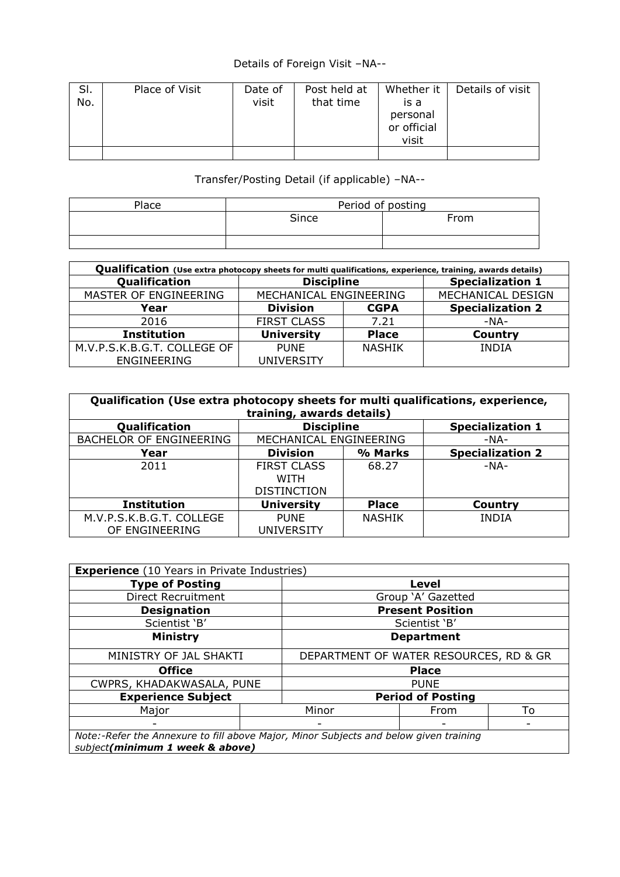Details of Foreign Visit –NA--

| Sl. No. | Place of Visit | Date of visit | Post held at that time | Whether it is a personal or official visit | Details of visit |
|---|---|---|---|---|---|
| | | | | | |

Transfer/Posting Detail (if applicable) –NA--

| Place | Period of posting | |
|---|---|---|
| | Since | From |
| | | |

| **Qualification** (Use extra photocopy sheets for multi qualifications, experience, training, awards details) | | | |
|---|---|---|---|
| **Qualification** | **Discipline** | | **Specialization 1** |
| MASTER OF ENGINEERING | MECHANICAL ENGINEERING | | MECHANICAL DESIGN |
| **Year** | **Division** | **CGPA** | **Specialization 2** |
| 2016 | FIRST CLASS | 7.21 | -NA- |
| **Institution** | **University** | **Place** | **Country** |
| M.V.P.S.K.B.G.T. COLLEGE OF ENGINEERING | PUNE UNIVERSITY | NASHIK | INDIA |

| **Qualification (Use extra photocopy sheets for multi qualifications, experience, training, awards details)** | | | |
|---|---|---|---|
| **Qualification** | **Discipline** | | **Specialization 1** |
| BACHELOR OF ENGINEERING | MECHANICAL ENGINEERING | | -NA- |
| **Year** | **Division** | **% Marks** | **Specialization 2** |
| 2011 | FIRST CLASS WITH DISTINCTION | 68.27 | -NA- |
| **Institution** | **University** | **Place** | **Country** |
| M.V.P.S.K.B.G.T. COLLEGE OF ENGINEERING | PUNE UNIVERSITY | NASHIK | INDIA |

| **Experience** (10 Years in Private Industries) | | | |
|---|---|---|---|
| **Type of Posting** | | **Level** | |
| Direct Recruitment | | Group 'A' Gazetted | |
| **Designation** | | **Present Position** | |
| Scientist 'B' | | Scientist 'B' | |
| **Ministry** | | **Department** | |
| MINISTRY OF JAL SHAKTI | | DEPARTMENT OF WATER RESOURCES, RD & GR | |
| **Office** | | **Place** | |
| CWPRS, KHADAKWASALA, PUNE | | PUNE | |
| **Experience Subject** | | **Period of Posting** | |
| Major | Minor | From | To |
| - | - | - | - |
| Note:-Refer the Annexure to fill above Major, Minor Subjects and below given training subject ***(minimum 1 week & above)*** | | | |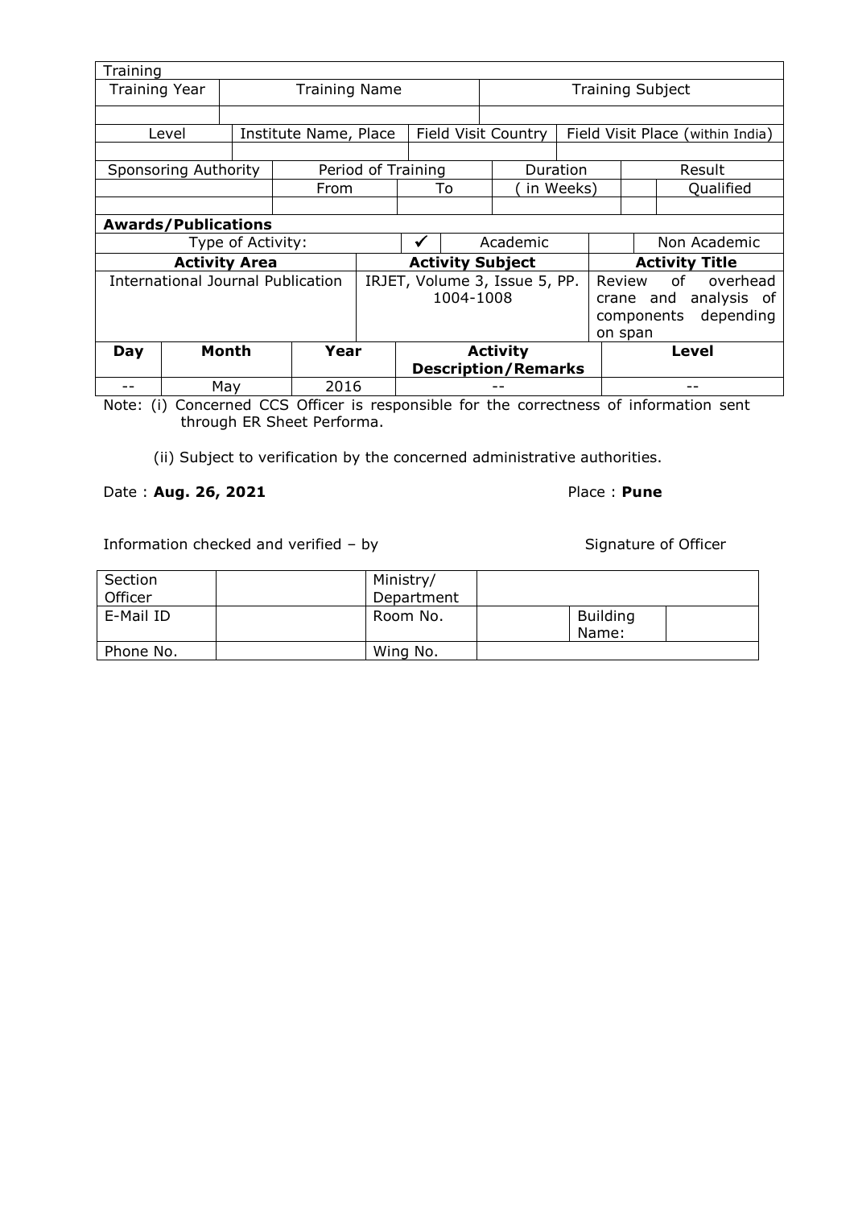| Training | | | | | |
|---|---|---|---|---|---|
| Training Year | Training Name | | Training Subject | | |
| | | | | | |
| Level | Institute Name, Place | Field Visit Country | | Field Visit Place (within India) | |
| | | | | | |
| Sponsoring Authority | Period of Training | | Duration | Result | |
| | From | To | ( in Weeks) | | Qualified |
| | | | | | |

| Awards/Publications | | | | | |
|---|---|---|---|---|---|
| Type of Activity: | | ✓ | Academic | | Non Academic |
| **Activity Area** | | **Activity Subject** | | **Activity Title** | |
| International Journal Publication | | IRJET, Volume 3, Issue 5, PP. 1004-1008 | | Review of overhead crane and analysis of components depending on span | |

| **Day** | **Month** | **Year** | **Activity Description/Remarks** | **Level** |
|---|---|---|---|---|
| -- | May | 2016 | -- | -- |

Note: (i) Concerned CCS Officer is responsible for the correctness of information sent through ER Sheet Performa.

(ii) Subject to verification by the concerned administrative authorities.

Date : **Aug. 26, 2021** Place : **Pune**

Information checked and verified – by Signature of Officer

| | | | | | |
|---|---|---|---|---|---|
| Section Officer | | Ministry/ Department | | | |
| E-Mail ID | | Room No. | | Building Name: | |
| Phone No. | | Wing No. | | | |